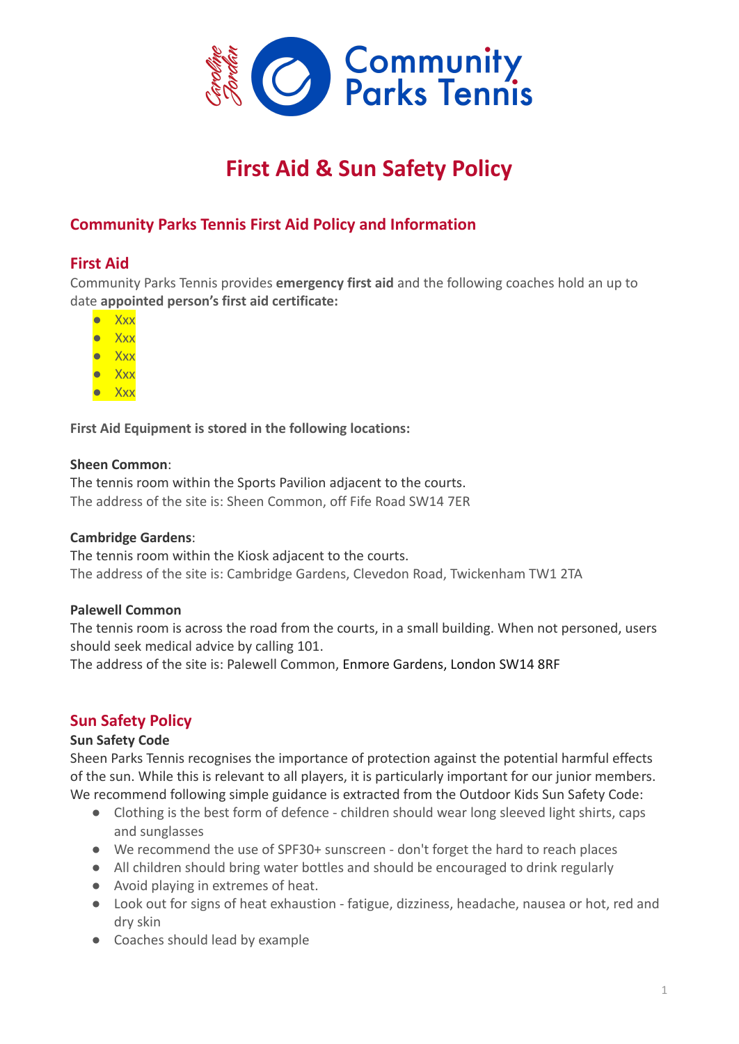# First Aid & Sun Safety Policy

## Community Parks Tennis First Aid Policy and Information

### First Aid

Community Parks Tennis provides **emergency first aid** and the following coaches hold an up to date **appointed person's first aid certificate:**

- Xxx
- Xxx
- Xxx
- Xxx
- Xxx

**First Aid Equipment is stored in the following locations:**

**Sheen Common**:
The tennis room within the Sports Pavilion adjacent to the courts.
The address of the site is: Sheen Common, off Fife Road SW14 7ER

**Cambridge Gardens**:
The tennis room within the Kiosk adjacent to the courts.
The address of the site is: Cambridge Gardens, Clevedon Road, Twickenham TW1 2TA

**Palewell Common**
The tennis room is across the road from the courts, in a small building. When not personed, users should seek medical advice by calling 101.
The address of the site is: Palewell Common, Enmore Gardens, London SW14 8RF

### Sun Safety Policy

**Sun Safety Code**

Sheen Parks Tennis recognises the importance of protection against the potential harmful effects of the sun. While this is relevant to all players, it is particularly important for our junior members. We recommend following simple guidance is extracted from the Outdoor Kids Sun Safety Code:

- Clothing is the best form of defence - children should wear long sleeved light shirts, caps and sunglasses
- We recommend the use of SPF30+ sunscreen - don't forget the hard to reach places
- All children should bring water bottles and should be encouraged to drink regularly
- Avoid playing in extremes of heat.
- Look out for signs of heat exhaustion - fatigue, dizziness, headache, nausea or hot, red and dry skin
- Coaches should lead by example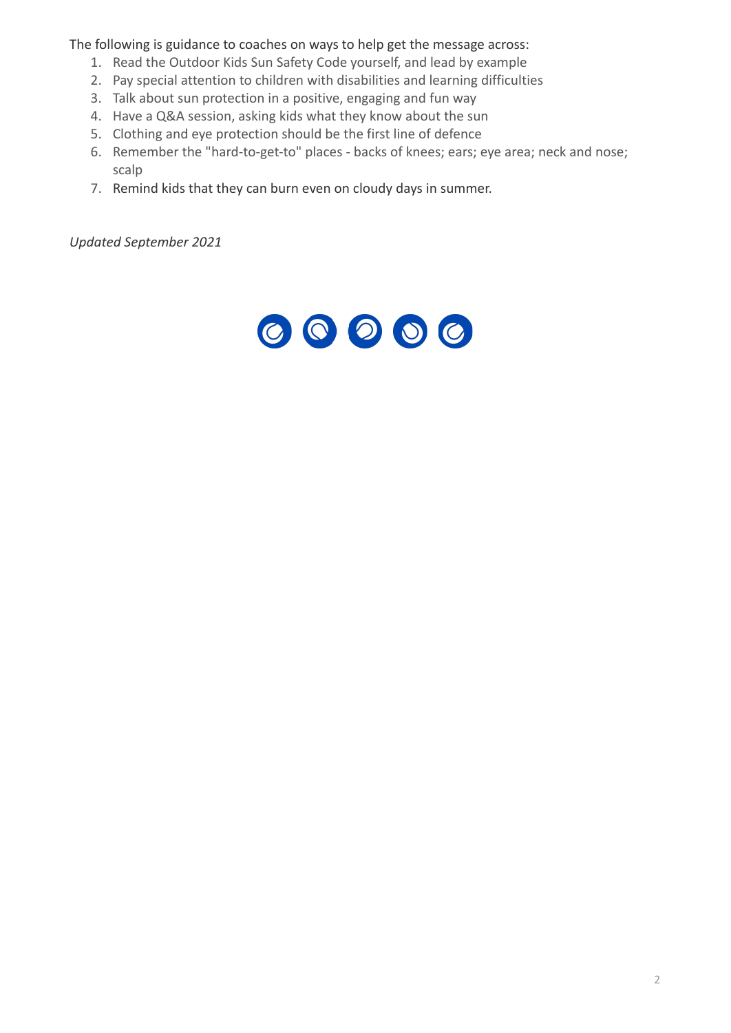The following is guidance to coaches on ways to help get the message across:

1. Read the Outdoor Kids Sun Safety Code yourself, and lead by example
2. Pay special attention to children with disabilities and learning difficulties
3. Talk about sun protection in a positive, engaging and fun way
4. Have a Q&A session, asking kids what they know about the sun
5. Clothing and eye protection should be the first line of defence
6. Remember the "hard-to-get-to" places - backs of knees; ears; eye area; neck and nose; scalp
7. Remind kids that they can burn even on cloudy days in summer.

*Updated September 2021*